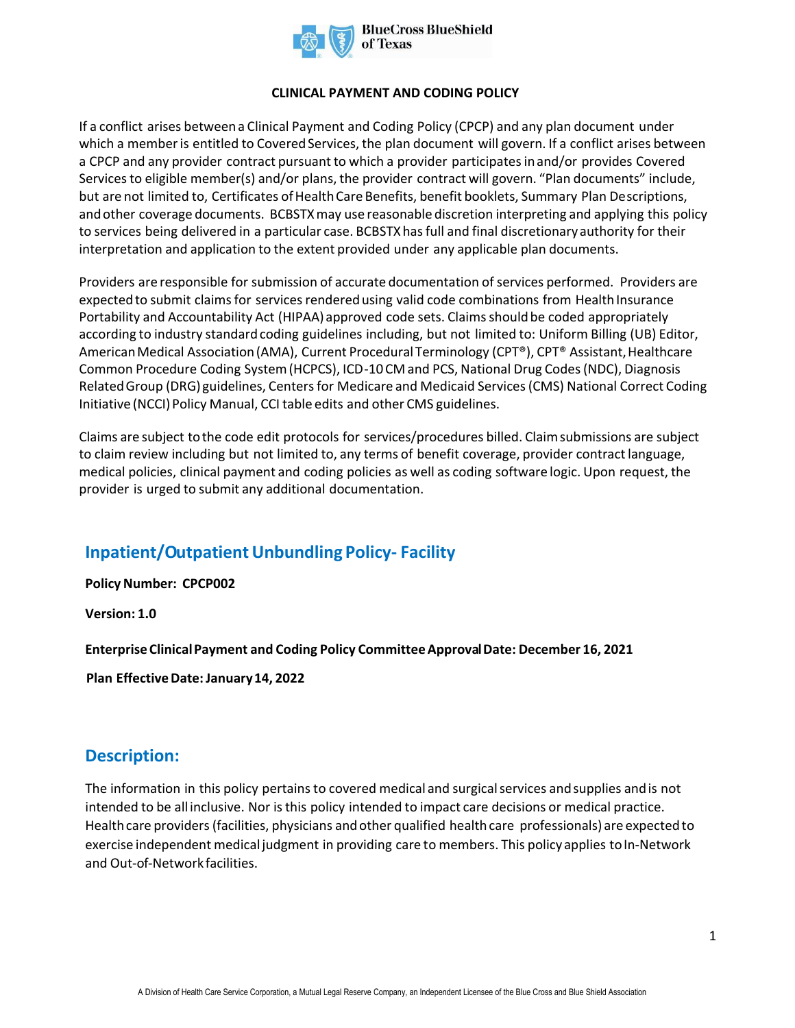**CLINICAL PAYMENT AND CODING POLICY**

If a conflict arises between a Clinical Payment and Coding Policy (CPCP) and any plan document under which a member is entitled to Covered Services, the plan document will govern. If a conflict arises between a CPCP and any provider contract pursuant to which a provider participates in and/or provides Covered Services to eligible member(s) and/or plans, the provider contract will govern. "Plan documents" include, but are not limited to, Certificates of Health Care Benefits, benefit booklets, Summary Plan Descriptions, and other coverage documents. BCBSTX may use reasonable discretion interpreting and applying this policy to services being delivered in a particular case. BCBSTX has full and final discretionary authority for their interpretation and application to the extent provided under any applicable plan documents.

Providers are responsible for submission of accurate documentation of services performed. Providers are expected to submit claims for services rendered using valid code combinations from Health Insurance Portability and Accountability Act (HIPAA) approved code sets. Claims should be coded appropriately according to industry standard coding guidelines including, but not limited to: Uniform Billing (UB) Editor, American Medical Association (AMA), Current Procedural Terminology (CPT®), CPT® Assistant, Healthcare Common Procedure Coding System (HCPCS), ICD-10 CM and PCS, National Drug Codes (NDC), Diagnosis Related Group (DRG) guidelines, Centers for Medicare and Medicaid Services (CMS) National Correct Coding Initiative (NCCI) Policy Manual, CCI table edits and other CMS guidelines.

Claims are subject to the code edit protocols for services/procedures billed. Claim submissions are subject to claim review including but not limited to, any terms of benefit coverage, provider contract language, medical policies, clinical payment and coding policies as well as coding software logic. Upon request, the provider is urged to submit any additional documentation.

## Inpatient/Outpatient Unbundling Policy- Facility

**Policy Number: CPCP002**

**Version: 1.0**

**Enterprise Clinical Payment and Coding Policy Committee Approval Date: December 16, 2021**

**Plan Effective Date: January 14, 2022**

## Description:

The information in this policy pertains to covered medical and surgical services and supplies and is not intended to be all inclusive. Nor is this policy intended to impact care decisions or medical practice. Health care providers (facilities, physicians and other qualified health care professionals) are expected to exercise independent medical judgment in providing care to members. This policy applies to In-Network and Out-of-Network facilities.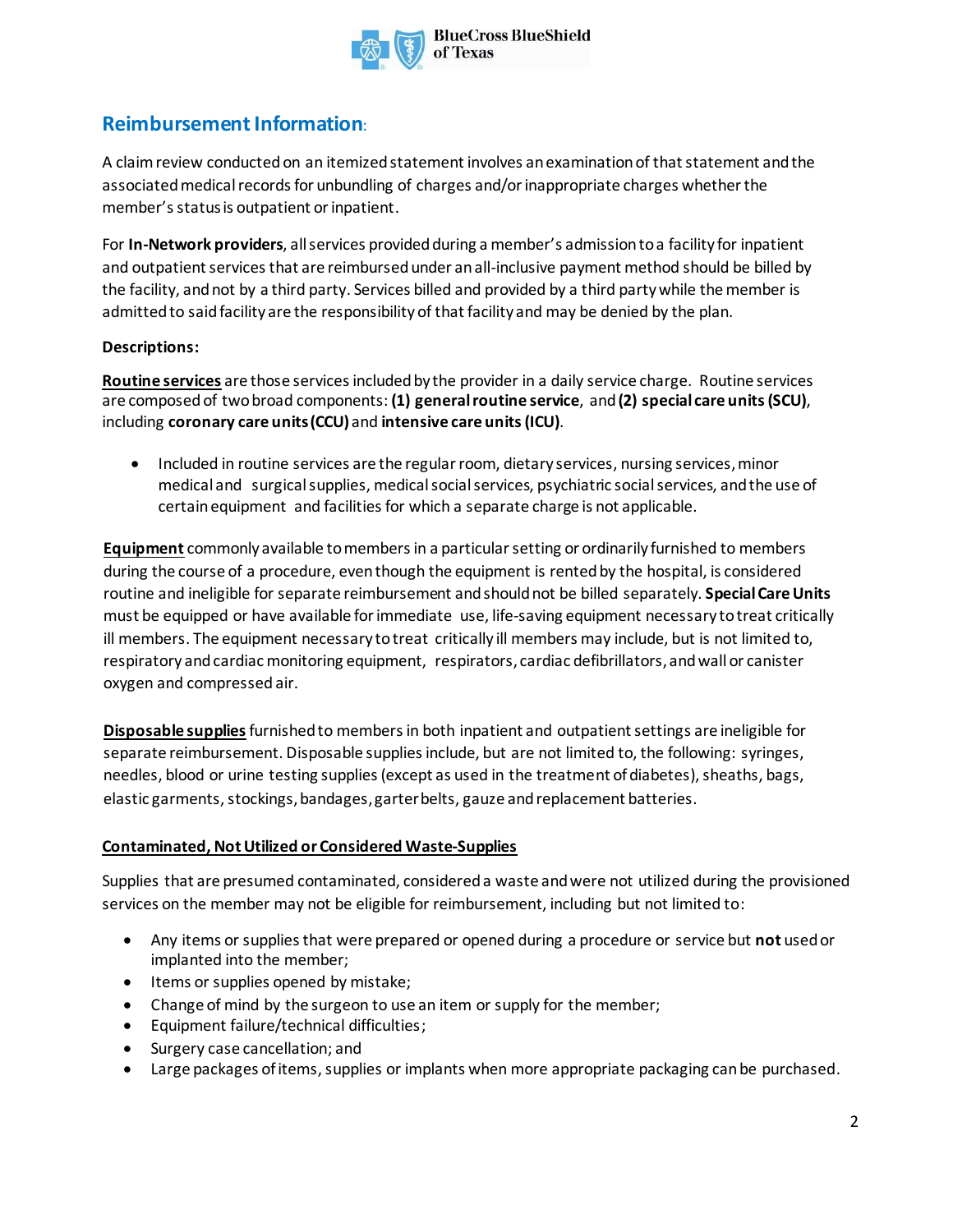## Reimbursement Information:

A claim review conducted on an itemized statement involves an examination of that statement and the associated medical records for unbundling of charges and/or inappropriate charges whether the member's status is outpatient or inpatient.

For **In-Network providers**, all services provided during a member's admission to a facility for inpatient and outpatient services that are reimbursed under an all-inclusive payment method should be billed by the facility, and not by a third party. Services billed and provided by a third party while the member is admitted to said facility are the responsibility of that facility and may be denied by the plan.

**Descriptions:**

**Routine services** are those services included by the provider in a daily service charge. Routine services are composed of two broad components: **(1) general routine service**, and **(2) special care units (SCU)**, including **coronary care units (CCU)** and **intensive care units (ICU)**.

- Included in routine services are the regular room, dietary services, nursing services, minor medical and surgical supplies, medical social services, psychiatric social services, and the use of certain equipment and facilities for which a separate charge is not applicable.

**Equipment** commonly available to members in a particular setting or ordinarily furnished to members during the course of a procedure, even though the equipment is rented by the hospital, is considered routine and ineligible for separate reimbursement and should not be billed separately. **Special Care Units** must be equipped or have available for immediate use, life-saving equipment necessary to treat critically ill members. The equipment necessary to treat critically ill members may include, but is not limited to, respiratory and cardiac monitoring equipment, respirators, cardiac defibrillators, and wall or canister oxygen and compressed air.

**Disposable supplies** furnished to members in both inpatient and outpatient settings are ineligible for separate reimbursement. Disposable supplies include, but are not limited to, the following: syringes, needles, blood or urine testing supplies (except as used in the treatment of diabetes), sheaths, bags, elastic garments, stockings, bandages, garter belts, gauze and replacement batteries.

**Contaminated, Not Utilized or Considered Waste-Supplies**

Supplies that are presumed contaminated, considered a waste and were not utilized during the provisioned services on the member may not be eligible for reimbursement, including but not limited to:

- Any items or supplies that were prepared or opened during a procedure or service but **not** used or implanted into the member;
- Items or supplies opened by mistake;
- Change of mind by the surgeon to use an item or supply for the member;
- Equipment failure/technical difficulties;
- Surgery case cancellation; and
- Large packages of items, supplies or implants when more appropriate packaging can be purchased.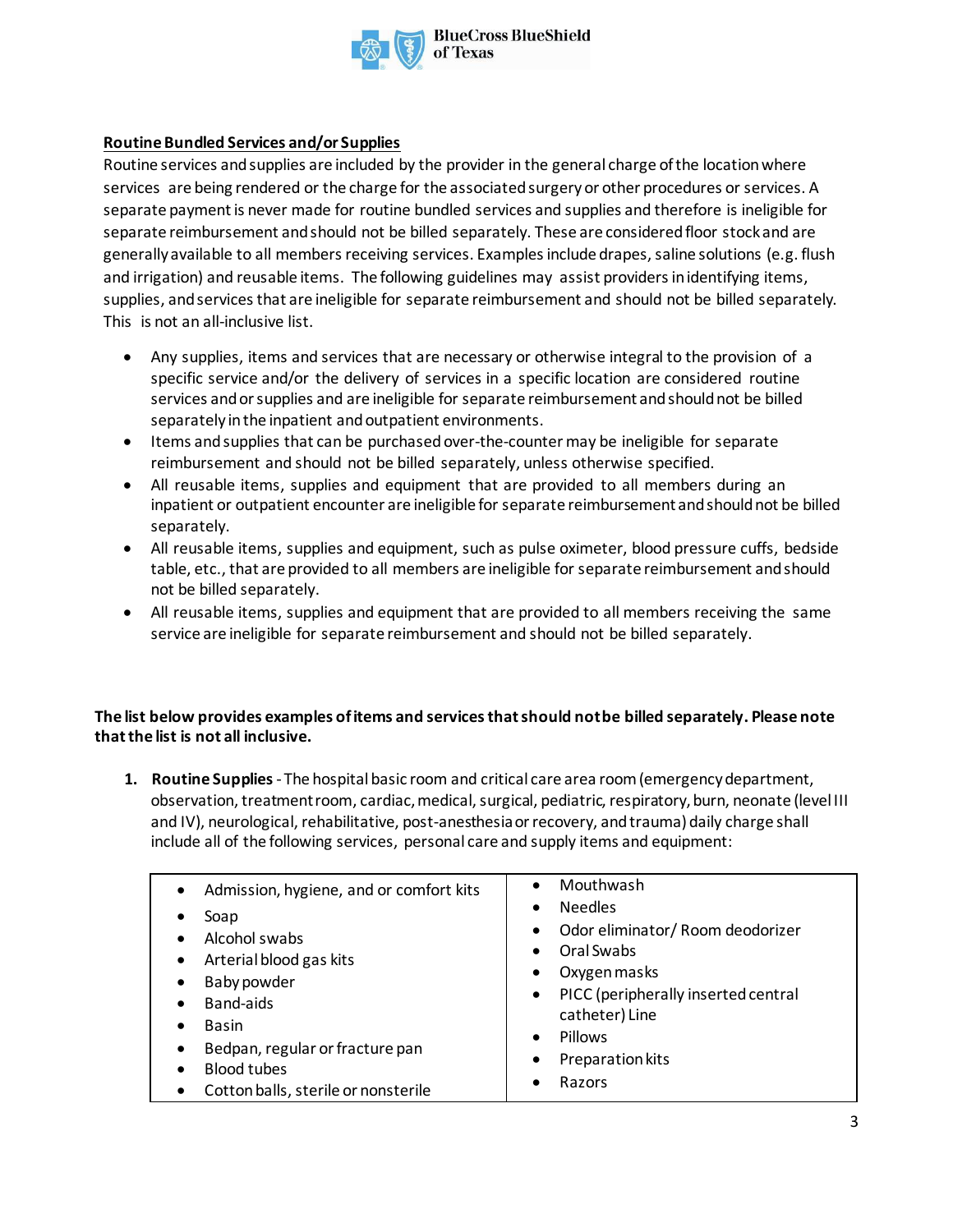**Routine Bundled Services and/or Supplies**

Routine services and supplies are included by the provider in the general charge of the location where services are being rendered or the charge for the associated surgery or other procedures or services. A separate payment is never made for routine bundled services and supplies and therefore is ineligible for separate reimbursement and should not be billed separately. These are considered floor stock and are generally available to all members receiving services. Examples include drapes, saline solutions (e.g. flush and irrigation) and reusable items. The following guidelines may assist providers in identifying items, supplies, and services that are ineligible for separate reimbursement and should not be billed separately. This is not an all-inclusive list.

- Any supplies, items and services that are necessary or otherwise integral to the provision of a specific service and/or the delivery of services in a specific location are considered routine services and or supplies and are ineligible for separate reimbursement and should not be billed separately in the inpatient and outpatient environments.
- Items and supplies that can be purchased over-the-counter may be ineligible for separate reimbursement and should not be billed separately, unless otherwise specified.
- All reusable items, supplies and equipment that are provided to all members during an inpatient or outpatient encounter are ineligible for separate reimbursement and should not be billed separately.
- All reusable items, supplies and equipment, such as pulse oximeter, blood pressure cuffs, bedside table, etc., that are provided to all members are ineligible for separate reimbursement and should not be billed separately.
- All reusable items, supplies and equipment that are provided to all members receiving the same service are ineligible for separate reimbursement and should not be billed separately.

**The list below provides examples of items and services that should not be billed separately. Please note that the list is not all inclusive.**

1. **Routine Supplies** - The hospital basic room and critical care area room (emergency department, observation, treatment room, cardiac, medical, surgical, pediatric, respiratory, burn, neonate (level III and IV), neurological, rehabilitative, post-anesthesia or recovery, and trauma) daily charge shall include all of the following services, personal care and supply items and equipment:

| | |
|---|---|
| • Admission, hygiene, and or comfort kits<br>• Soap<br>• Alcohol swabs<br>• Arterial blood gas kits<br>• Baby powder<br>• Band-aids<br>• Basin<br>• Bedpan, regular or fracture pan<br>• Blood tubes<br>• Cotton balls, sterile or nonsterile | • Mouthwash<br>• Needles<br>• Odor eliminator/ Room deodorizer<br>• Oral Swabs<br>• Oxygen masks<br>• PICC (peripherally inserted central catheter) Line<br>• Pillows<br>• Preparation kits<br>• Razors |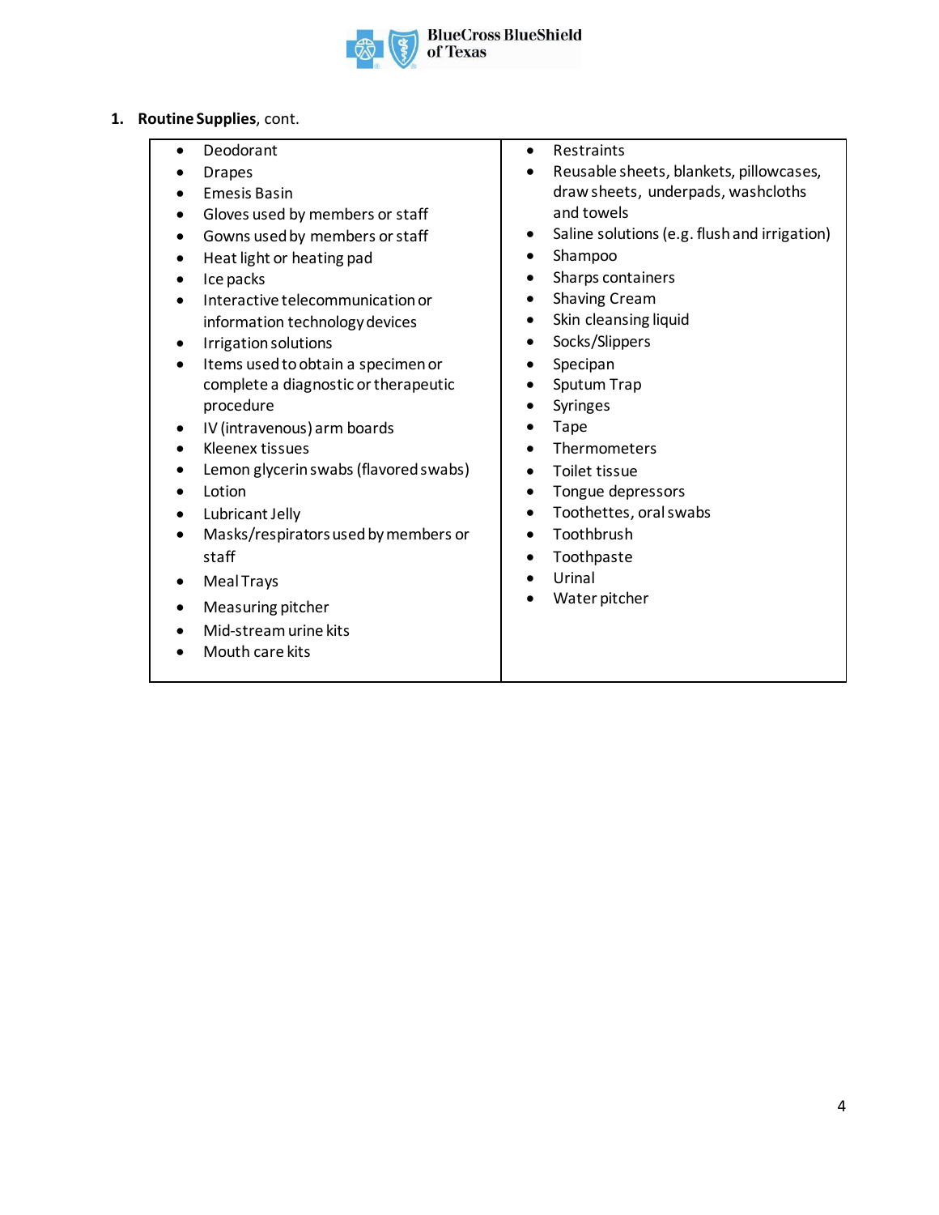1. **Routine Supplies**, cont.

- Deodorant
- Drapes
- Emesis Basin
- Gloves used by members or staff
- Gowns used by members or staff
- Heat light or heating pad
- Ice packs
- Interactive telecommunication or information technology devices
- Irrigation solutions
- Items used to obtain a specimen or complete a diagnostic or therapeutic procedure
- IV (intravenous) arm boards
- Kleenex tissues
- Lemon glycerin swabs (flavored swabs)
- Lotion
- Lubricant Jelly
- Masks/respirators used by members or staff
- Meal Trays
- Measuring pitcher
- Mid-stream urine kits
- Mouth care kits
- Restraints
- Reusable sheets, blankets, pillowcases, draw sheets, underpads, washcloths and towels
- Saline solutions (e.g. flush and irrigation)
- Shampoo
- Sharps containers
- Shaving Cream
- Skin cleansing liquid
- Socks/Slippers
- Specipan
- Sputum Trap
- Syringes
- Tape
- Thermometers
- Toilet tissue
- Tongue depressors
- Toothettes, oral swabs
- Toothbrush
- Toothpaste
- Urinal
- Water pitcher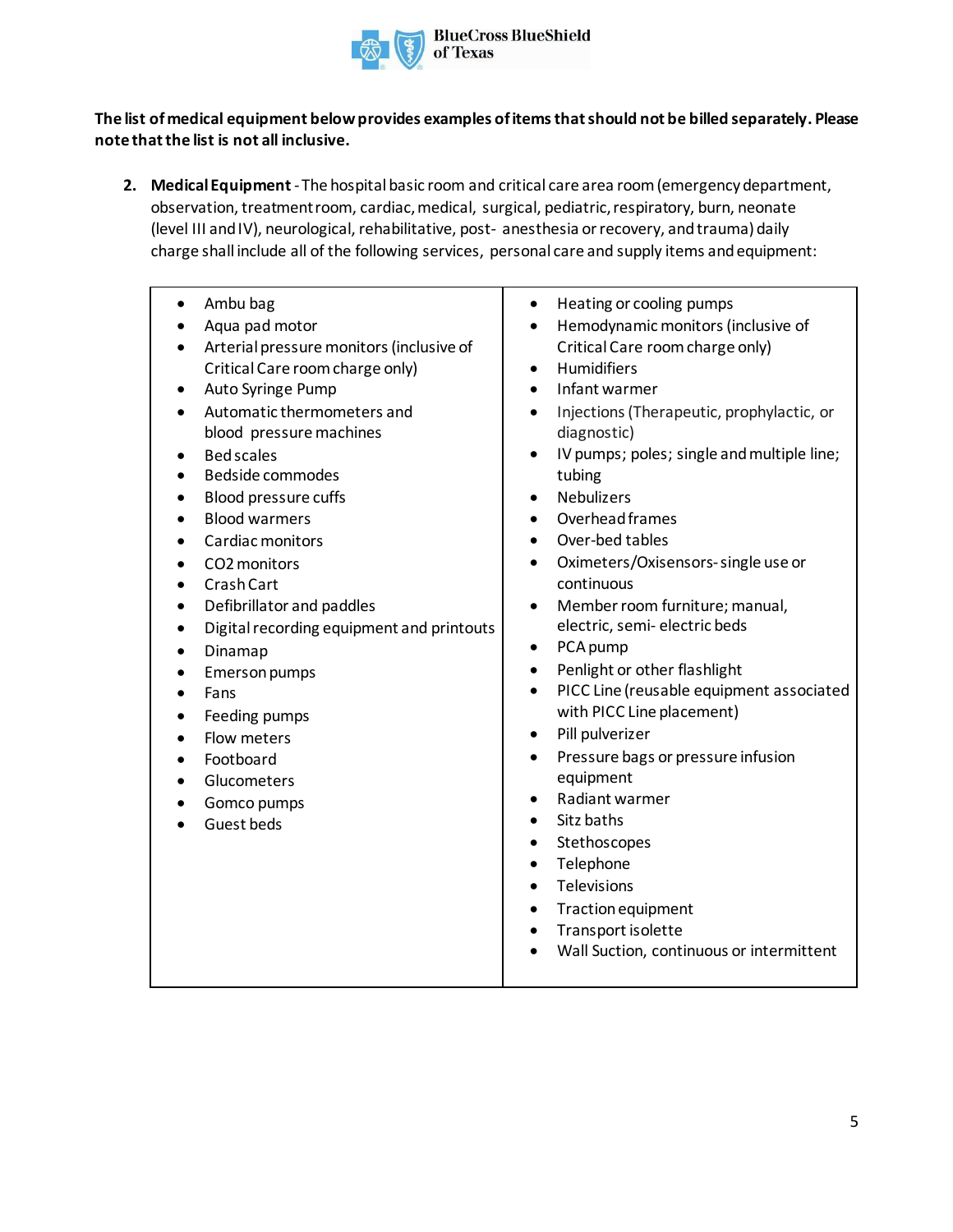**The list of medical equipment below provides examples of items that should not be billed separately. Please note that the list is not all inclusive.**

2. **Medical Equipment** - The hospital basic room and critical care area room (emergency department, observation, treatment room, cardiac, medical, surgical, pediatric, respiratory, burn, neonate (level III and IV), neurological, rehabilitative, post- anesthesia or recovery, and trauma) daily charge shall include all of the following services, personal care and supply items and equipment:

- Ambu bag
- Aqua pad motor
- Arterial pressure monitors (inclusive of Critical Care room charge only)
- Auto Syringe Pump
- Automatic thermometers and blood pressure machines
- Bed scales
- Bedside commodes
- Blood pressure cuffs
- Blood warmers
- Cardiac monitors
- CO2 monitors
- Crash Cart
- Defibrillator and paddles
- Digital recording equipment and printouts
- Dinamap
- Emerson pumps
- Fans
- Feeding pumps
- Flow meters
- Footboard
- Glucometers
- Gomco pumps
- Guest beds
- Heating or cooling pumps
- Hemodynamic monitors (inclusive of Critical Care room charge only)
- Humidifiers
- Infant warmer
- Injections (Therapeutic, prophylactic, or diagnostic)
- IV pumps; poles; single and multiple line; tubing
- Nebulizers
- Overhead frames
- Over-bed tables
- Oximeters/Oxisensors- single use or continuous
- Member room furniture; manual, electric, semi- electric beds
- PCA pump
- Penlight or other flashlight
- PICC Line (reusable equipment associated with PICC Line placement)
- Pill pulverizer
- Pressure bags or pressure infusion equipment
- Radiant warmer
- Sitz baths
- Stethoscopes
- Telephone
- Televisions
- Traction equipment
- Transport isolette
- Wall Suction, continuous or intermittent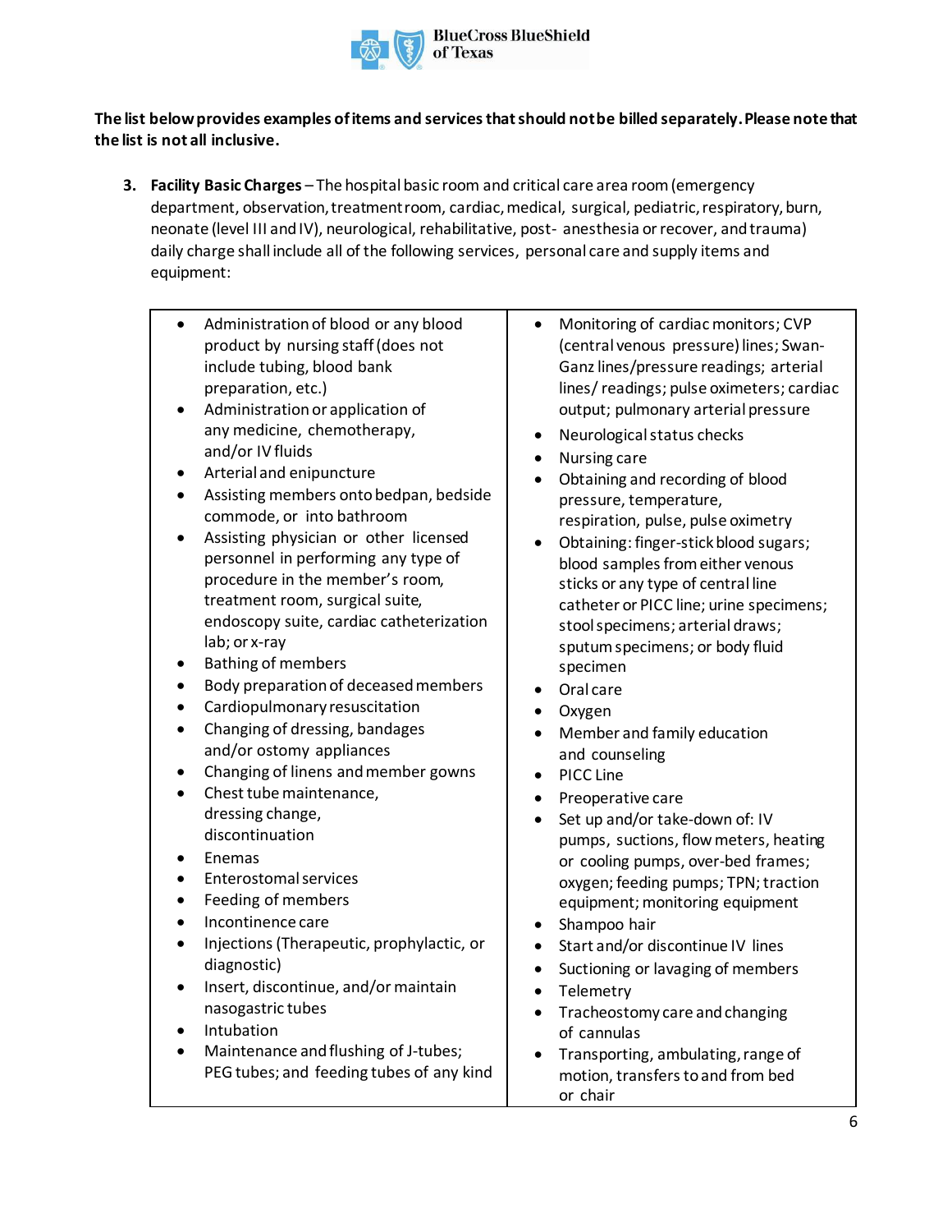**The list below provides examples of items and services that should not be billed separately. Please note that the list is not all inclusive.**

3. **Facility Basic Charges** – The hospital basic room and critical care area room (emergency department, observation, treatment room, cardiac, medical, surgical, pediatric, respiratory, burn, neonate (level III and IV), neurological, rehabilitative, post- anesthesia or recover, and trauma) daily charge shall include all of the following services, personal care and supply items and equipment:

- Administration of blood or any blood product by nursing staff (does not include tubing, blood bank preparation, etc.)
- Administration or application of any medicine, chemotherapy, and/or IV fluids
- Arterial and enipuncture
- Assisting members onto bedpan, bedside commode, or into bathroom
- Assisting physician or other licensed personnel in performing any type of procedure in the member's room, treatment room, surgical suite, endoscopy suite, cardiac catheterization lab; or x-ray
- Bathing of members
- Body preparation of deceased members
- Cardiopulmonary resuscitation
- Changing of dressing, bandages and/or ostomy appliances
- Changing of linens and member gowns
- Chest tube maintenance, dressing change, discontinuation
- Enemas
- Enterostomal services
- Feeding of members
- Incontinence care
- Injections (Therapeutic, prophylactic, or diagnostic)
- Insert, discontinue, and/or maintain nasogastric tubes
- Intubation
- Maintenance and flushing of J-tubes; PEG tubes; and feeding tubes of any kind
- Monitoring of cardiac monitors; CVP (central venous pressure) lines; Swan-Ganz lines/pressure readings; arterial lines/ readings; pulse oximeters; cardiac output; pulmonary arterial pressure
- Neurological status checks
- Nursing care
- Obtaining and recording of blood pressure, temperature, respiration, pulse, pulse oximetry
- Obtaining: finger-stick blood sugars; blood samples from either venous sticks or any type of central line catheter or PICC line; urine specimens; stool specimens; arterial draws; sputum specimens; or body fluid specimen
- Oral care
- Oxygen
- Member and family education and counseling
- PICC Line
- Preoperative care
- Set up and/or take-down of: IV pumps, suctions, flow meters, heating or cooling pumps, over-bed frames; oxygen; feeding pumps; TPN; traction equipment; monitoring equipment
- Shampoo hair
- Start and/or discontinue IV lines
- Suctioning or lavaging of members
- Telemetry
- Tracheostomy care and changing of cannulas
- Transporting, ambulating, range of motion, transfers to and from bed or chair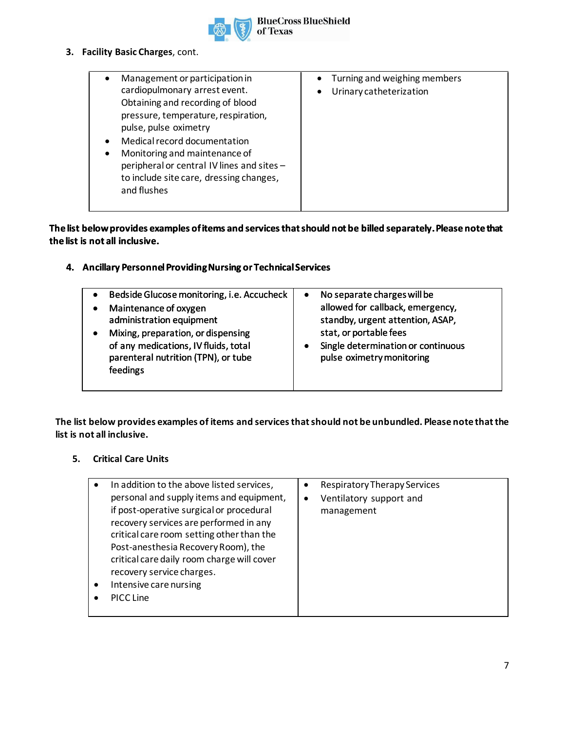3. **Facility Basic Charges**, cont.

| | |
|---|---|
| • Management or participation in cardiopulmonary arrest event. Obtaining and recording of blood pressure, temperature, respiration, pulse, pulse oximetry<br>• Medical record documentation<br>• Monitoring and maintenance of peripheral or central IV lines and sites – to include site care, dressing changes, and flushes | • Turning and weighing members<br>• Urinary catheterization |

**The list below provides examples of items and services that should not be billed separately. Please note that the list is not all inclusive.**

4. **Ancillary Personnel Providing Nursing or Technical Services**

| | |
|---|---|
| • Bedside Glucose monitoring, i.e. Accucheck<br>• Maintenance of oxygen administration equipment<br>• Mixing, preparation, or dispensing of any medications, IV fluids, total parenteral nutrition (TPN), or tube feedings | • No separate charges will be allowed for callback, emergency, standby, urgent attention, ASAP, stat, or portable fees<br>• Single determination or continuous pulse oximetry monitoring |

**The list below provides examples of items and services that should not be unbundled. Please note that the list is not all inclusive.**

5. **Critical Care Units**

| | |
|---|---|
| • In addition to the above listed services, personal and supply items and equipment, if post-operative surgical or procedural recovery services are performed in any critical care room setting other than the Post-anesthesia Recovery Room), the critical care daily room charge will cover recovery service charges.<br>• Intensive care nursing<br>• PICC Line | • Respiratory Therapy Services<br>• Ventilatory support and management |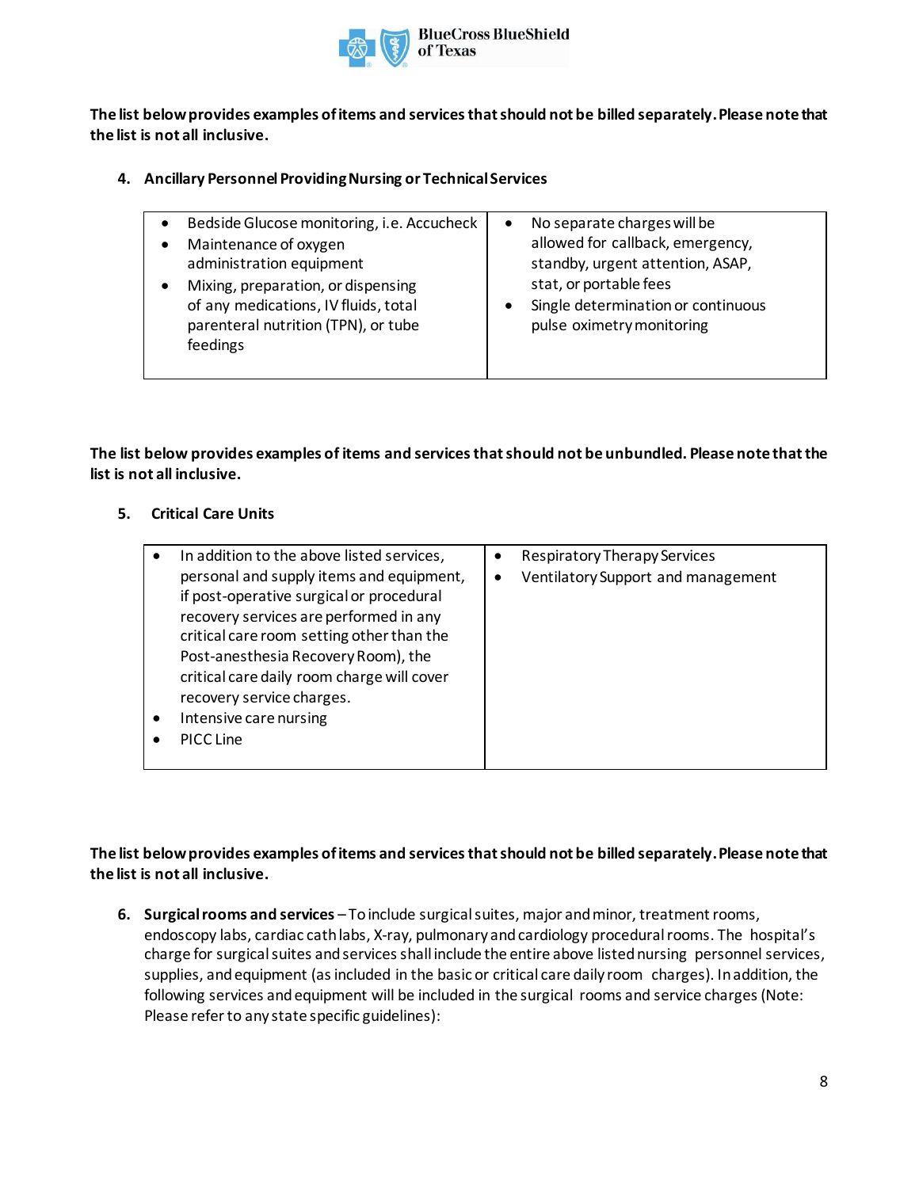**The list below provides examples of items and services that should not be billed separately. Please note that the list is not all inclusive.**

4. **Ancillary Personnel Providing Nursing or Technical Services**

| | |
|---|---|
| • Bedside Glucose monitoring, i.e. Accucheck<br>• Maintenance of oxygen administration equipment<br>• Mixing, preparation, or dispensing of any medications, IV fluids, total parenteral nutrition (TPN), or tube feedings | • No separate charges will be allowed for callback, emergency, standby, urgent attention, ASAP, stat, or portable fees<br>• Single determination or continuous pulse oximetry monitoring |

**The list below provides examples of items and services that should not be unbundled. Please note that the list is not all inclusive.**

5. **Critical Care Units**

| | |
|---|---|
| • In addition to the above listed services, personal and supply items and equipment, if post-operative surgical or procedural recovery services are performed in any critical care room setting other than the Post-anesthesia Recovery Room), the critical care daily room charge will cover recovery service charges.<br>• Intensive care nursing<br>• PICC Line | • Respiratory Therapy Services<br>• Ventilatory Support and management |

**The list below provides examples of items and services that should not be billed separately. Please note that the list is not all inclusive.**

6. **Surgical rooms and services** – To include surgical suites, major and minor, treatment rooms, endoscopy labs, cardiac cath labs, X-ray, pulmonary and cardiology procedural rooms. The hospital's charge for surgical suites and services shall include the entire above listed nursing personnel services, supplies, and equipment (as included in the basic or critical care daily room charges). In addition, the following services and equipment will be included in the surgical rooms and service charges (Note: Please refer to any state specific guidelines):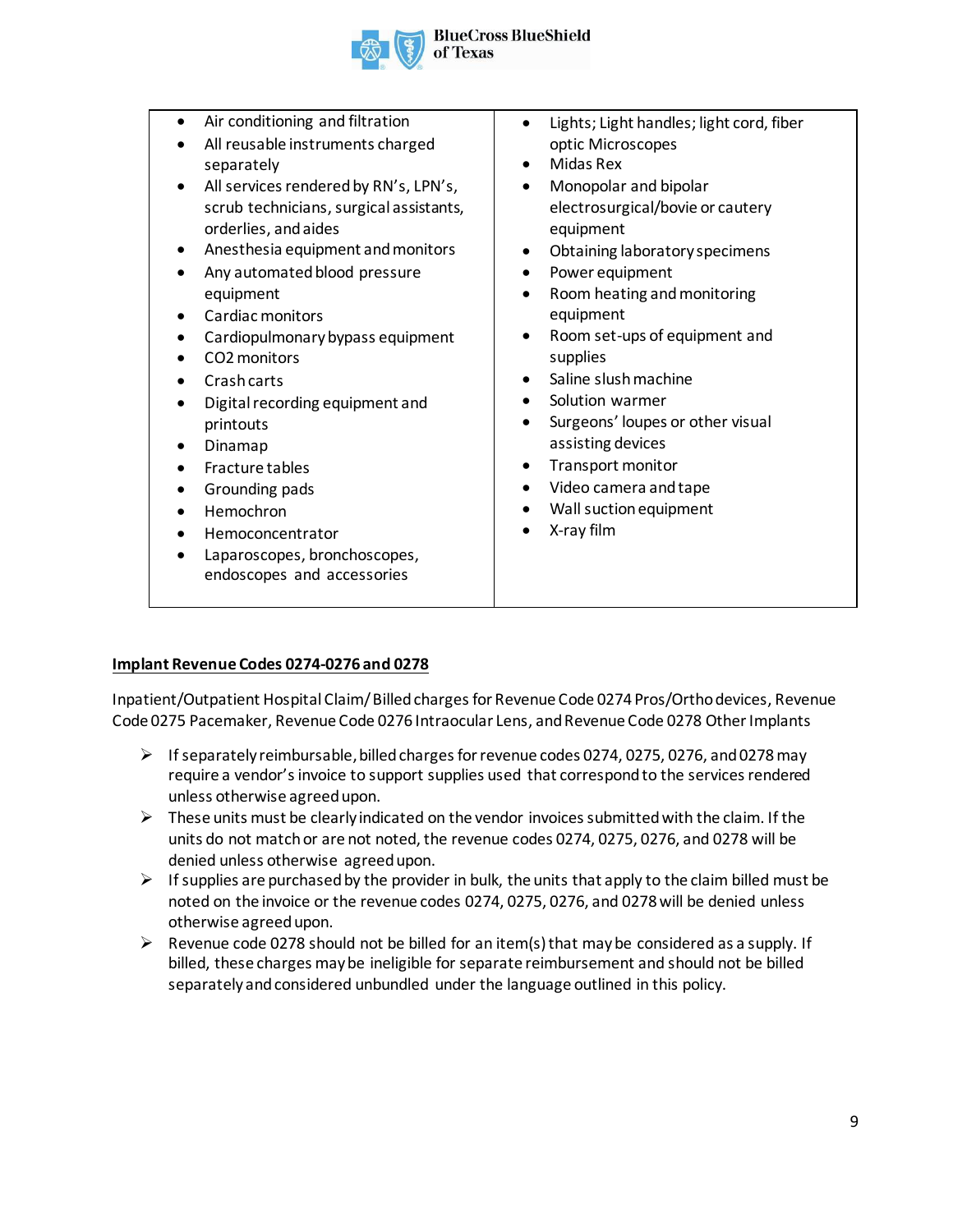| | |
|---|---|
| • Air conditioning and filtration<br>• All reusable instruments charged separately<br>• All services rendered by RN's, LPN's, scrub technicians, surgical assistants, orderlies, and aides<br>• Anesthesia equipment and monitors<br>• Any automated blood pressure equipment<br>• Cardiac monitors<br>• Cardiopulmonary bypass equipment<br>• CO2 monitors<br>• Crash carts<br>• Digital recording equipment and printouts<br>• Dinamap<br>• Fracture tables<br>• Grounding pads<br>• Hemochron<br>• Hemoconcentrator<br>• Laparoscopes, bronchoscopes, endoscopes and accessories | • Lights; Light handles; light cord, fiber optic Microscopes<br>• Midas Rex<br>• Monopolar and bipolar electrosurgical/bovie or cautery equipment<br>• Obtaining laboratory specimens<br>• Power equipment<br>• Room heating and monitoring equipment<br>• Room set-ups of equipment and supplies<br>• Saline slush machine<br>• Solution warmer<br>• Surgeons' loupes or other visual assisting devices<br>• Transport monitor<br>• Video camera and tape<br>• Wall suction equipment<br>• X-ray film |

**Implant Revenue Codes 0274-0276 and 0278**

Inpatient/Outpatient Hospital Claim/ Billed charges for Revenue Code 0274 Pros/Ortho devices, Revenue Code 0275 Pacemaker, Revenue Code 0276 Intraocular Lens, and Revenue Code 0278 Other Implants

- If separately reimbursable, billed charges for revenue codes 0274, 0275, 0276, and 0278 may require a vendor's invoice to support supplies used that correspond to the services rendered unless otherwise agreed upon.
- These units must be clearly indicated on the vendor invoices submitted with the claim. If the units do not match or are not noted, the revenue codes 0274, 0275, 0276, and 0278 will be denied unless otherwise agreed upon.
- If supplies are purchased by the provider in bulk, the units that apply to the claim billed must be noted on the invoice or the revenue codes 0274, 0275, 0276, and 0278 will be denied unless otherwise agreed upon.
- Revenue code 0278 should not be billed for an item(s) that may be considered as a supply. If billed, these charges may be ineligible for separate reimbursement and should not be billed separately and considered unbundled under the language outlined in this policy.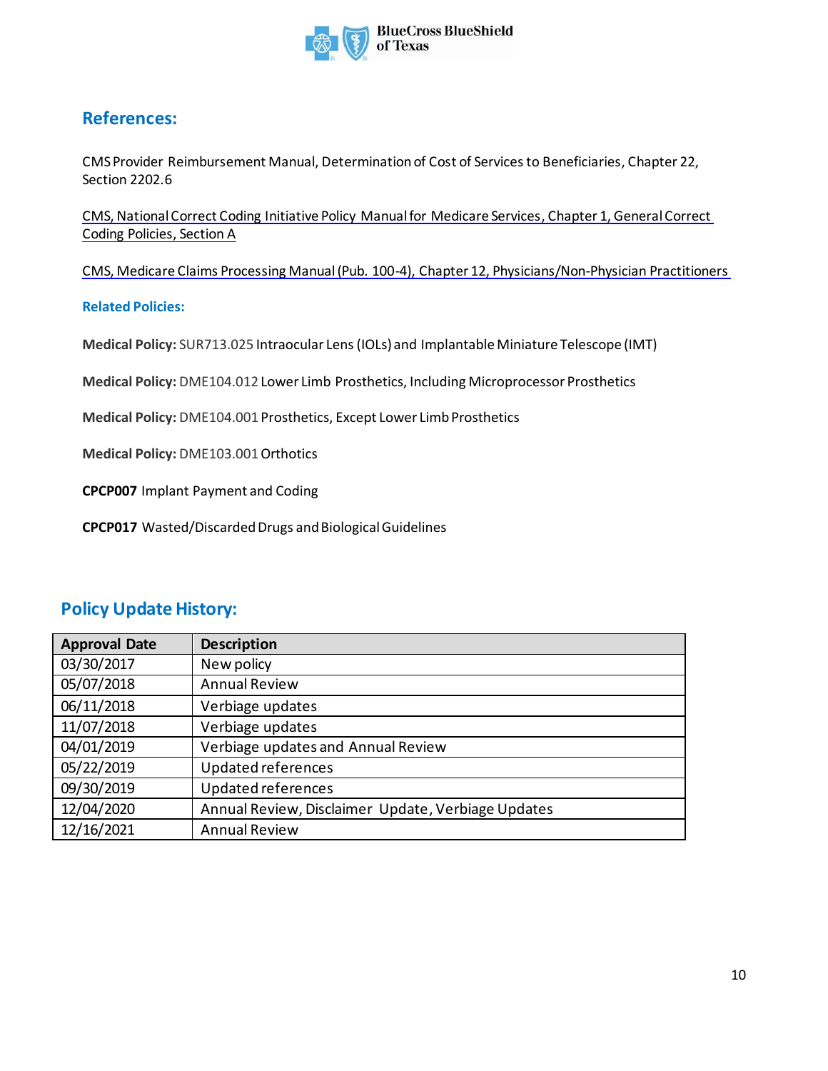## References:

CMS Provider Reimbursement Manual, Determination of Cost of Services to Beneficiaries, Chapter 22, Section 2202.6

CMS, National Correct Coding Initiative Policy Manual for Medicare Services, Chapter 1, General Correct Coding Policies, Section A

CMS, Medicare Claims Processing Manual (Pub. 100-4), Chapter 12, Physicians/Non-Physician Practitioners

### Related Policies:

**Medical Policy:** SUR713.025 Intraocular Lens (IOLs) and Implantable Miniature Telescope (IMT)

**Medical Policy:** DME104.012 Lower Limb Prosthetics, Including Microprocessor Prosthetics

**Medical Policy:** DME104.001 Prosthetics, Except Lower Limb Prosthetics

**Medical Policy:** DME103.001 Orthotics

**CPCP007** Implant Payment and Coding

**CPCP017** Wasted/Discarded Drugs and Biological Guidelines

## Policy Update History:

| Approval Date | Description |
|---|---|
| 03/30/2017 | New policy |
| 05/07/2018 | Annual Review |
| 06/11/2018 | Verbiage updates |
| 11/07/2018 | Verbiage updates |
| 04/01/2019 | Verbiage updates and Annual Review |
| 05/22/2019 | Updated references |
| 09/30/2019 | Updated references |
| 12/04/2020 | Annual Review, Disclaimer Update, Verbiage Updates |
| 12/16/2021 | Annual Review |